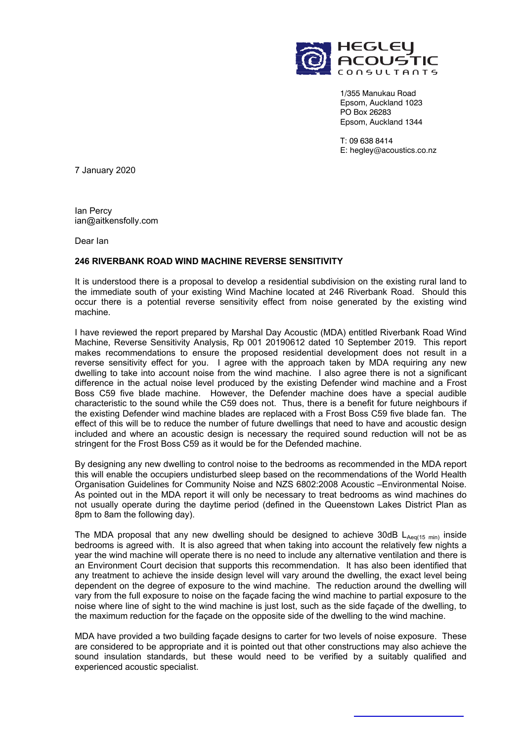HEGLEY ACOUSTIC CONSULTANTS

1/355 Manukau Road
Epsom, Auckland 1023
PO Box 26283
Epsom, Auckland 1344

T: 09 638 8414
E: hegley@acoustics.co.nz

7 January 2020

Ian Percy
ian@aitkensfolly.com

Dear Ian

**246 RIVERBANK ROAD WIND MACHINE REVERSE SENSITIVITY**

It is understood there is a proposal to develop a residential subdivision on the existing rural land to the immediate south of your existing Wind Machine located at 246 Riverbank Road. Should this occur there is a potential reverse sensitivity effect from noise generated by the existing wind machine.

I have reviewed the report prepared by Marshal Day Acoustic (MDA) entitled Riverbank Road Wind Machine, Reverse Sensitivity Analysis, Rp 001 20190612 dated 10 September 2019. This report makes recommendations to ensure the proposed residential development does not result in a reverse sensitivity effect for you. I agree with the approach taken by MDA requiring any new dwelling to take into account noise from the wind machine. I also agree there is not a significant difference in the actual noise level produced by the existing Defender wind machine and a Frost Boss C59 five blade machine. However, the Defender machine does have a special audible characteristic to the sound while the C59 does not. Thus, there is a benefit for future neighbours if the existing Defender wind machine blades are replaced with a Frost Boss C59 five blade fan. The effect of this will be to reduce the number of future dwellings that need to have and acoustic design included and where an acoustic design is necessary the required sound reduction will not be as stringent for the Frost Boss C59 as it would be for the Defended machine.

By designing any new dwelling to control noise to the bedrooms as recommended in the MDA report this will enable the occupiers undisturbed sleep based on the recommendations of the World Health Organisation Guidelines for Community Noise and NZS 6802:2008 Acoustic –Environmental Noise. As pointed out in the MDA report it will only be necessary to treat bedrooms as wind machines do not usually operate during the daytime period (defined in the Queenstown Lakes District Plan as 8pm to 8am the following day).

The MDA proposal that any new dwelling should be designed to achieve 30dB $L_{Aeq(15\ min)}$ inside bedrooms is agreed with. It is also agreed that when taking into account the relatively few nights a year the wind machine will operate there is no need to include any alternative ventilation and there is an Environment Court decision that supports this recommendation. It has also been identified that any treatment to achieve the inside design level will vary around the dwelling, the exact level being dependent on the degree of exposure to the wind machine. The reduction around the dwelling will vary from the full exposure to noise on the façade facing the wind machine to partial exposure to the noise where line of sight to the wind machine is just lost, such as the side façade of the dwelling, to the maximum reduction for the façade on the opposite side of the dwelling to the wind machine.

MDA have provided a two building façade designs to carter for two levels of noise exposure. These are considered to be appropriate and it is pointed out that other constructions may also achieve the sound insulation standards, but these would need to be verified by a suitably qualified and experienced acoustic specialist.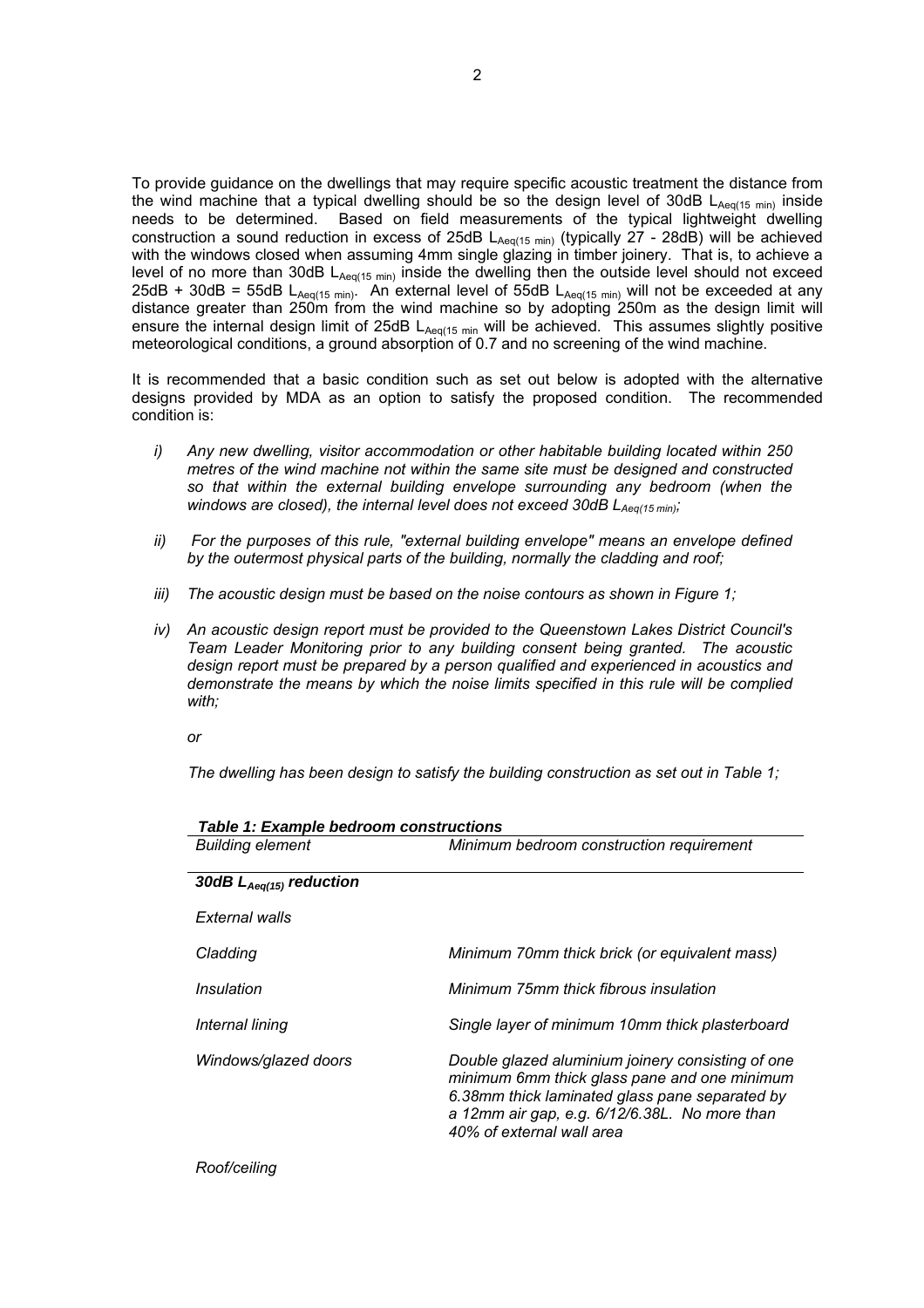To provide guidance on the dwellings that may require specific acoustic treatment the distance from the wind machine that a typical dwelling should be so the design level of 30dB $L_{Aeq(15\ min)}$ inside needs to be determined. Based on field measurements of the typical lightweight dwelling construction a sound reduction in excess of 25dB $L_{Aeq(15\ min)}$ (typically 27 - 28dB) will be achieved with the windows closed when assuming 4mm single glazing in timber joinery. That is, to achieve a level of no more than 30dB $L_{Aeq(15\ min)}$ inside the dwelling then the outside level should not exceed 25dB + 30dB = 55dB $L_{Aeq(15\ min)}$. An external level of 55dB $L_{Aeq(15\ min)}$ will not be exceeded at any distance greater than 250m from the wind machine so by adopting 250m as the design limit will ensure the internal design limit of 25dB $L_{Aeq(15\ min}$ will be achieved. This assumes slightly positive meteorological conditions, a ground absorption of 0.7 and no screening of the wind machine.

It is recommended that a basic condition such as set out below is adopted with the alternative designs provided by MDA as an option to satisfy the proposed condition. The recommended condition is:

*i) Any new dwelling, visitor accommodation or other habitable building located within 250 metres of the wind machine not within the same site must be designed and constructed so that within the external building envelope surrounding any bedroom (when the windows are closed), the internal level does not exceed 30dB $L_{Aeq(15\ min)}$;*

*ii) For the purposes of this rule, "external building envelope" means an envelope defined by the outermost physical parts of the building, normally the cladding and roof;*

*iii) The acoustic design must be based on the noise contours as shown in Figure 1;*

*iv) An acoustic design report must be provided to the Queenstown Lakes District Council's Team Leader Monitoring prior to any building consent being granted. The acoustic design report must be prepared by a person qualified and experienced in acoustics and demonstrate the means by which the noise limits specified in this rule will be complied with;*

*or*

*The dwelling has been design to satisfy the building construction as set out in Table 1;*

***Table 1: Example bedroom constructions***

| *Building element* | *Minimum bedroom construction requirement* |
|---|---|
| ***30dB $L_{Aeq(15)}$ reduction*** | |
| *External walls* | |
| *Cladding* | *Minimum 70mm thick brick (or equivalent mass)* |
| *Insulation* | *Minimum 75mm thick fibrous insulation* |
| *Internal lining* | *Single layer of minimum 10mm thick plasterboard* |
| *Windows/glazed doors* | *Double glazed aluminium joinery consisting of one minimum 6mm thick glass pane and one minimum 6.38mm thick laminated glass pane separated by a 12mm air gap, e.g. 6/12/6.38L. No more than 40% of external wall area* |
| *Roof/ceiling* | |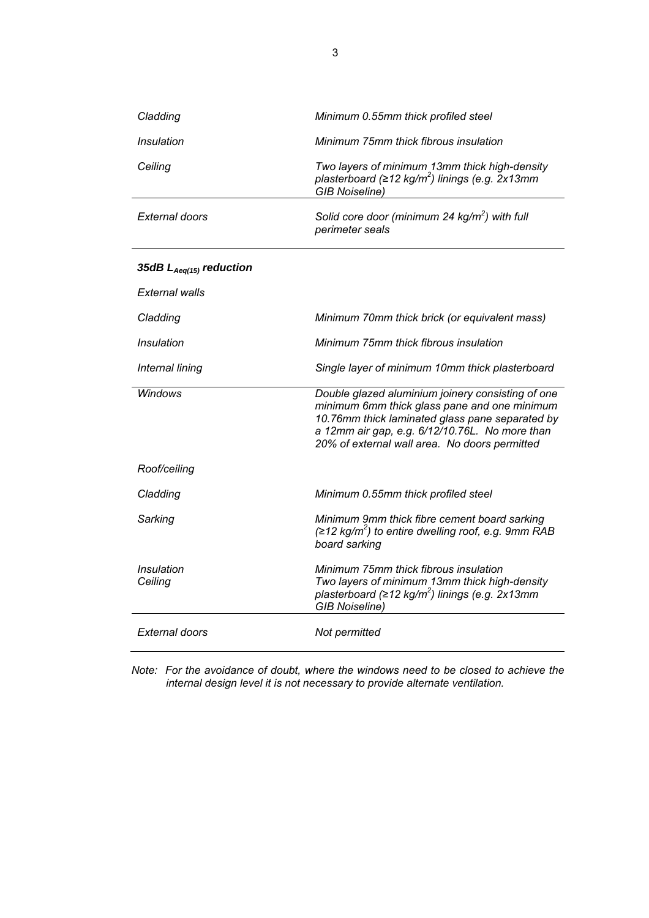| | |
|---|---|
| *Cladding* | *Minimum 0.55mm thick profiled steel* |
| *Insulation* | *Minimum 75mm thick fibrous insulation* |
| *Ceiling* | *Two layers of minimum 13mm thick high-density plasterboard (≥12 kg/m$^2$) linings (e.g. 2x13mm GIB Noiseline)* |
| *External doors* | *Solid core door (minimum 24 kg/m$^2$) with full perimeter seals* |
| ***35dB $L_{Aeq(15)}$ reduction*** | |
| *External walls* | |
| *Cladding* | *Minimum 70mm thick brick (or equivalent mass)* |
| *Insulation* | *Minimum 75mm thick fibrous insulation* |
| *Internal lining* | *Single layer of minimum 10mm thick plasterboard* |
| *Windows* | *Double glazed aluminium joinery consisting of one minimum 6mm thick glass pane and one minimum 10.76mm thick laminated glass pane separated by a 12mm air gap, e.g. 6/12/10.76L. No more than 20% of external wall area. No doors permitted* |
| *Roof/ceiling* | |
| *Cladding* | *Minimum 0.55mm thick profiled steel* |
| *Sarking* | *Minimum 9mm thick fibre cement board sarking (≥12 kg/m$^2$) to entire dwelling roof, e.g. 9mm RAB board sarking* |
| *Insulation* | *Minimum 75mm thick fibrous insulation* |
| *Ceiling* | *Two layers of minimum 13mm thick high-density plasterboard (≥12 kg/m$^2$) linings (e.g. 2x13mm GIB Noiseline)* |
| *External doors* | *Not permitted* |

*Note: For the avoidance of doubt, where the windows need to be closed to achieve the internal design level it is not necessary to provide alternate ventilation.*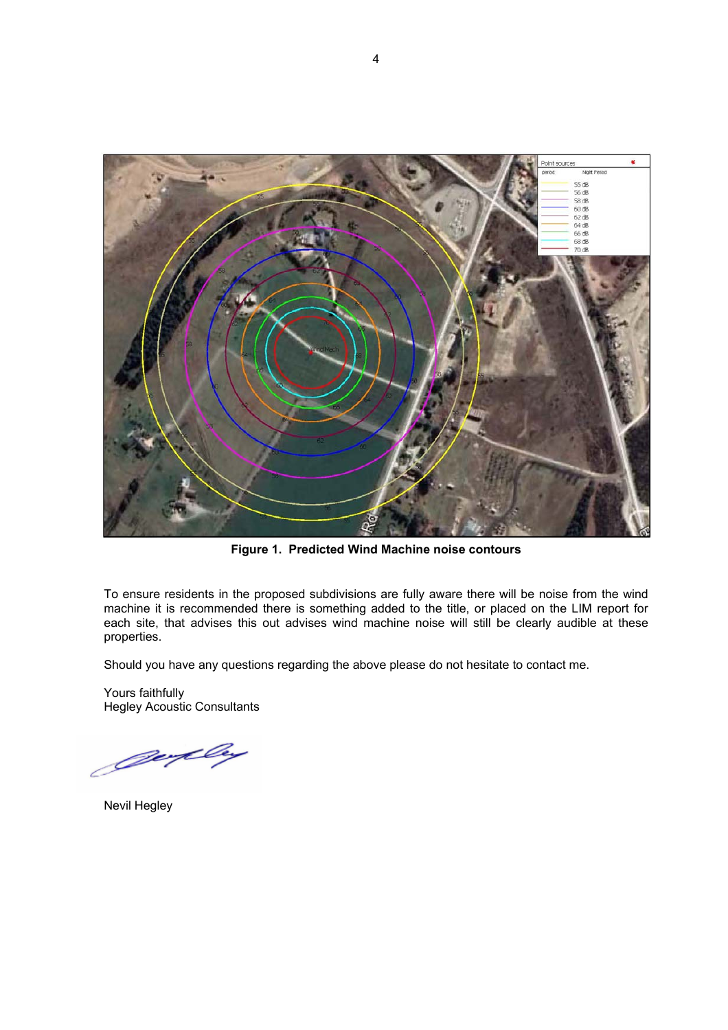Point sources

period Night Period

55 dB
56 dB
58 dB
60 dB
62 dB
64 dB
66 dB
68 dB
70 dB

Wind Mach

**Figure 1. Predicted Wind Machine noise contours**

To ensure residents in the proposed subdivisions are fully aware there will be noise from the wind machine it is recommended there is something added to the title, or placed on the LIM report for each site, that advises this out advises wind machine noise will still be clearly audible at these properties.

Should you have any questions regarding the above please do not hesitate to contact me.

Yours faithfully
Hegley Acoustic Consultants

Nevil Hegley